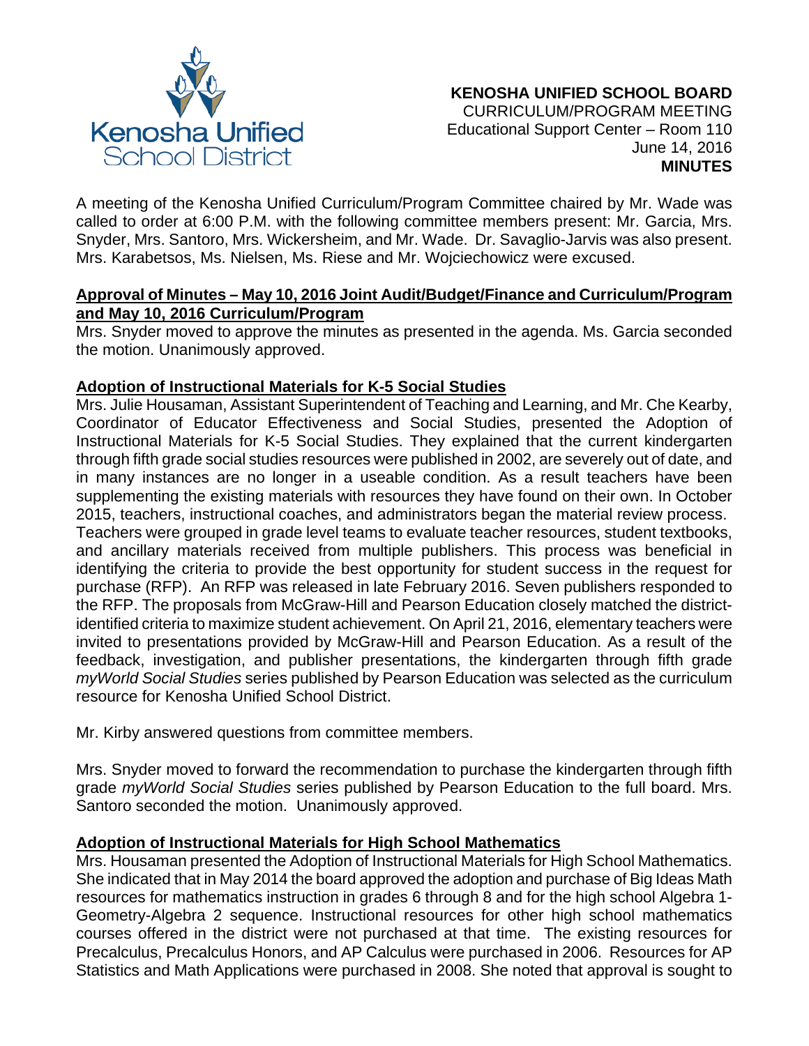**KENOSHA UNIFIED SCHOOL BOARD**
CURRICULUM/PROGRAM MEETING
Educational Support Center – Room 110
June 14, 2016
**MINUTES**

A meeting of the Kenosha Unified Curriculum/Program Committee chaired by Mr. Wade was called to order at 6:00 P.M. with the following committee members present: Mr. Garcia, Mrs. Snyder, Mrs. Santoro, Mrs. Wickersheim, and Mr. Wade. Dr. Savaglio-Jarvis was also present. Mrs. Karabetsos, Ms. Nielsen, Ms. Riese and Mr. Wojciechowicz were excused.

**Approval of Minutes – May 10, 2016 Joint Audit/Budget/Finance and Curriculum/Program and May 10, 2016 Curriculum/Program**

Mrs. Snyder moved to approve the minutes as presented in the agenda. Ms. Garcia seconded the motion. Unanimously approved.

**Adoption of Instructional Materials for K-5 Social Studies**

Mrs. Julie Housaman, Assistant Superintendent of Teaching and Learning, and Mr. Che Kearby, Coordinator of Educator Effectiveness and Social Studies, presented the Adoption of Instructional Materials for K-5 Social Studies. They explained that the current kindergarten through fifth grade social studies resources were published in 2002, are severely out of date, and in many instances are no longer in a useable condition. As a result teachers have been supplementing the existing materials with resources they have found on their own. In October 2015, teachers, instructional coaches, and administrators began the material review process. Teachers were grouped in grade level teams to evaluate teacher resources, student textbooks, and ancillary materials received from multiple publishers. This process was beneficial in identifying the criteria to provide the best opportunity for student success in the request for purchase (RFP). An RFP was released in late February 2016. Seven publishers responded to the RFP. The proposals from McGraw-Hill and Pearson Education closely matched the district-identified criteria to maximize student achievement. On April 21, 2016, elementary teachers were invited to presentations provided by McGraw-Hill and Pearson Education. As a result of the feedback, investigation, and publisher presentations, the kindergarten through fifth grade *myWorld Social Studies* series published by Pearson Education was selected as the curriculum resource for Kenosha Unified School District.

Mr. Kirby answered questions from committee members.

Mrs. Snyder moved to forward the recommendation to purchase the kindergarten through fifth grade *myWorld Social Studies* series published by Pearson Education to the full board. Mrs. Santoro seconded the motion. Unanimously approved.

**Adoption of Instructional Materials for High School Mathematics**

Mrs. Housaman presented the Adoption of Instructional Materials for High School Mathematics. She indicated that in May 2014 the board approved the adoption and purchase of Big Ideas Math resources for mathematics instruction in grades 6 through 8 and for the high school Algebra 1-Geometry-Algebra 2 sequence. Instructional resources for other high school mathematics courses offered in the district were not purchased at that time. The existing resources for Precalculus, Precalculus Honors, and AP Calculus were purchased in 2006. Resources for AP Statistics and Math Applications were purchased in 2008. She noted that approval is sought to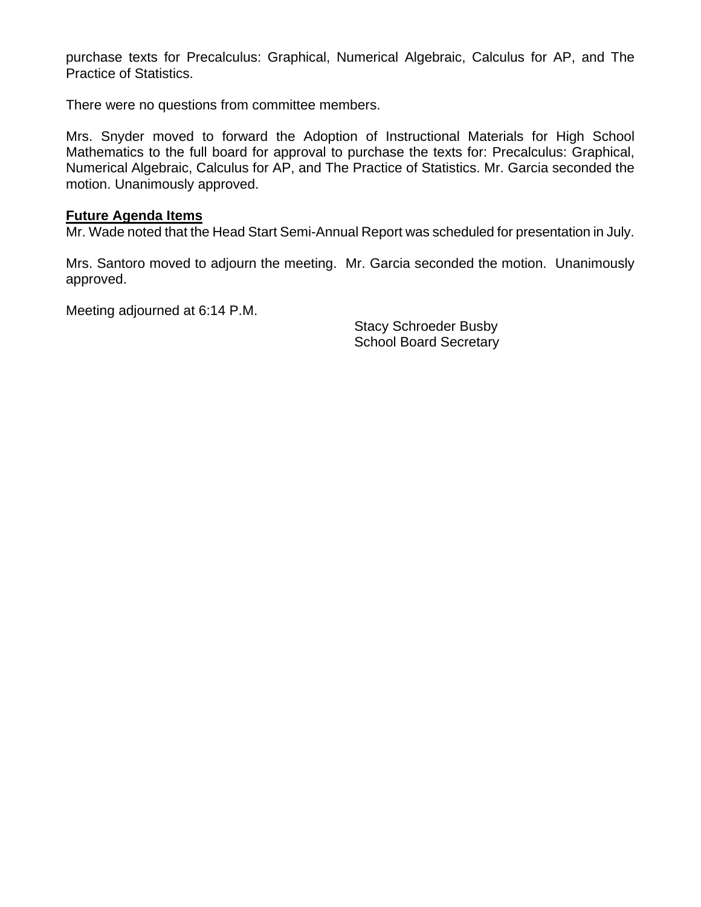purchase texts for Precalculus: Graphical, Numerical Algebraic, Calculus for AP, and The Practice of Statistics.

There were no questions from committee members.

Mrs. Snyder moved to forward the Adoption of Instructional Materials for High School Mathematics to the full board for approval to purchase the texts for: Precalculus: Graphical, Numerical Algebraic, Calculus for AP, and The Practice of Statistics. Mr. Garcia seconded the motion. Unanimously approved.

**Future Agenda Items**

Mr. Wade noted that the Head Start Semi-Annual Report was scheduled for presentation in July.

Mrs. Santoro moved to adjourn the meeting. Mr. Garcia seconded the motion. Unanimously approved.

Meeting adjourned at 6:14 P.M.

Stacy Schroeder Busby
School Board Secretary